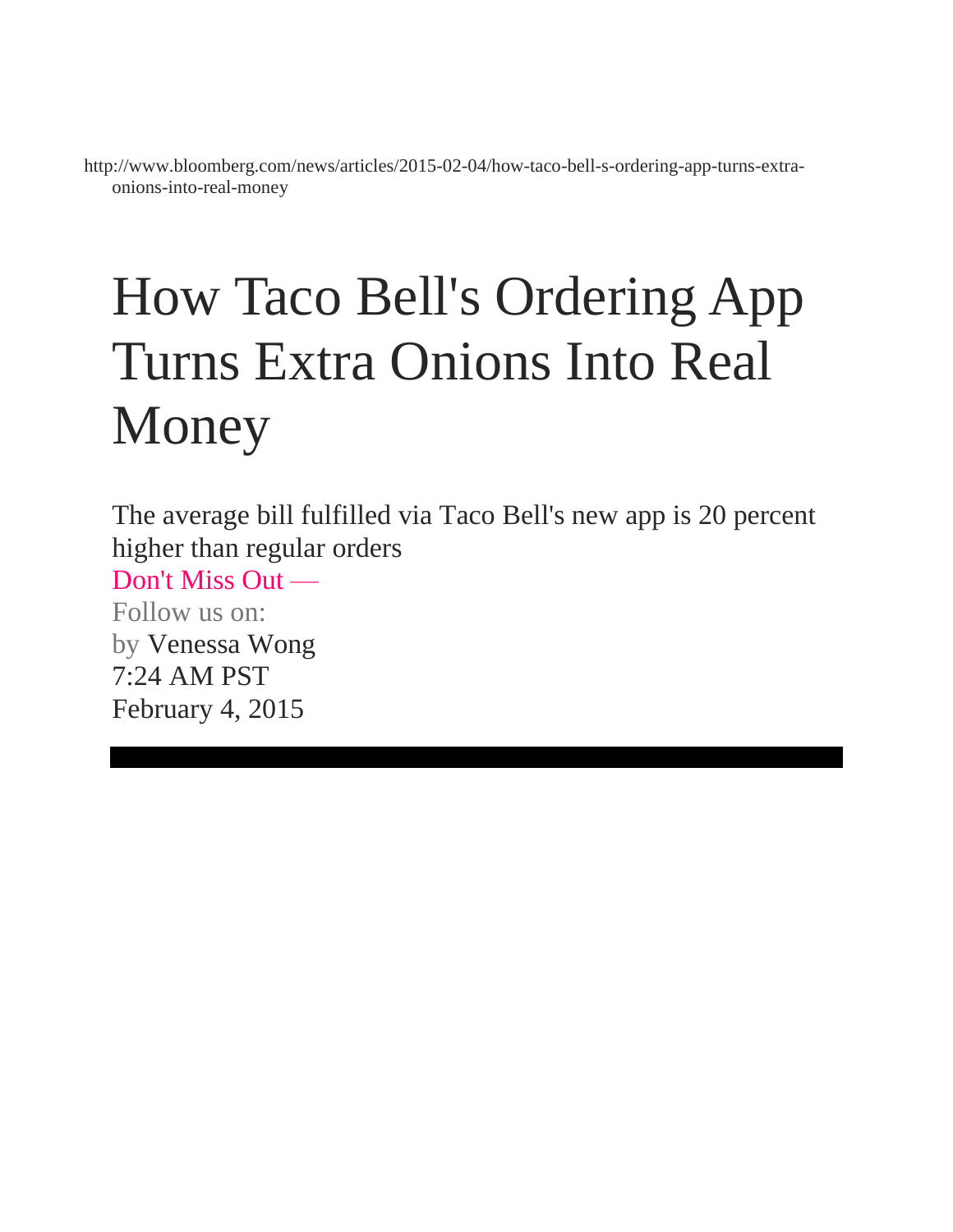http://www.bloomberg.com/news/articles/2015-02-04/how-taco-bell-s-ordering-app-turns-extra-onions-into-real-money

# How Taco Bell's Ordering App Turns Extra Onions Into Real Money

The average bill fulfilled via Taco Bell's new app is 20 percent higher than regular orders

Don't Miss Out —

Follow us on:

by Venessa Wong

7:24 AM PST

February 4, 2015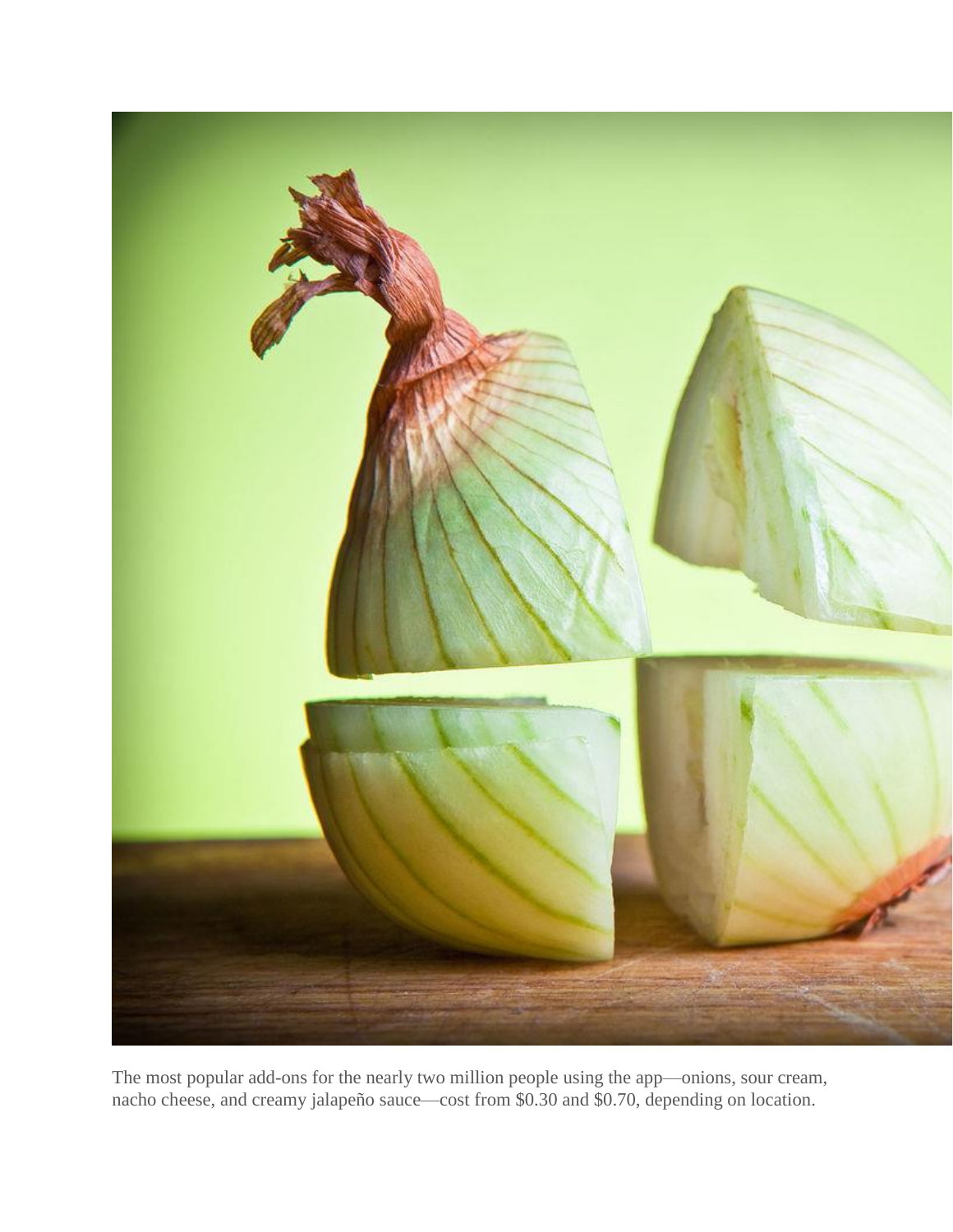The most popular add-ons for the nearly two million people using the app—onions, sour cream, nacho cheese, and creamy jalapeño sauce—cost from $0.30 and $0.70, depending on location.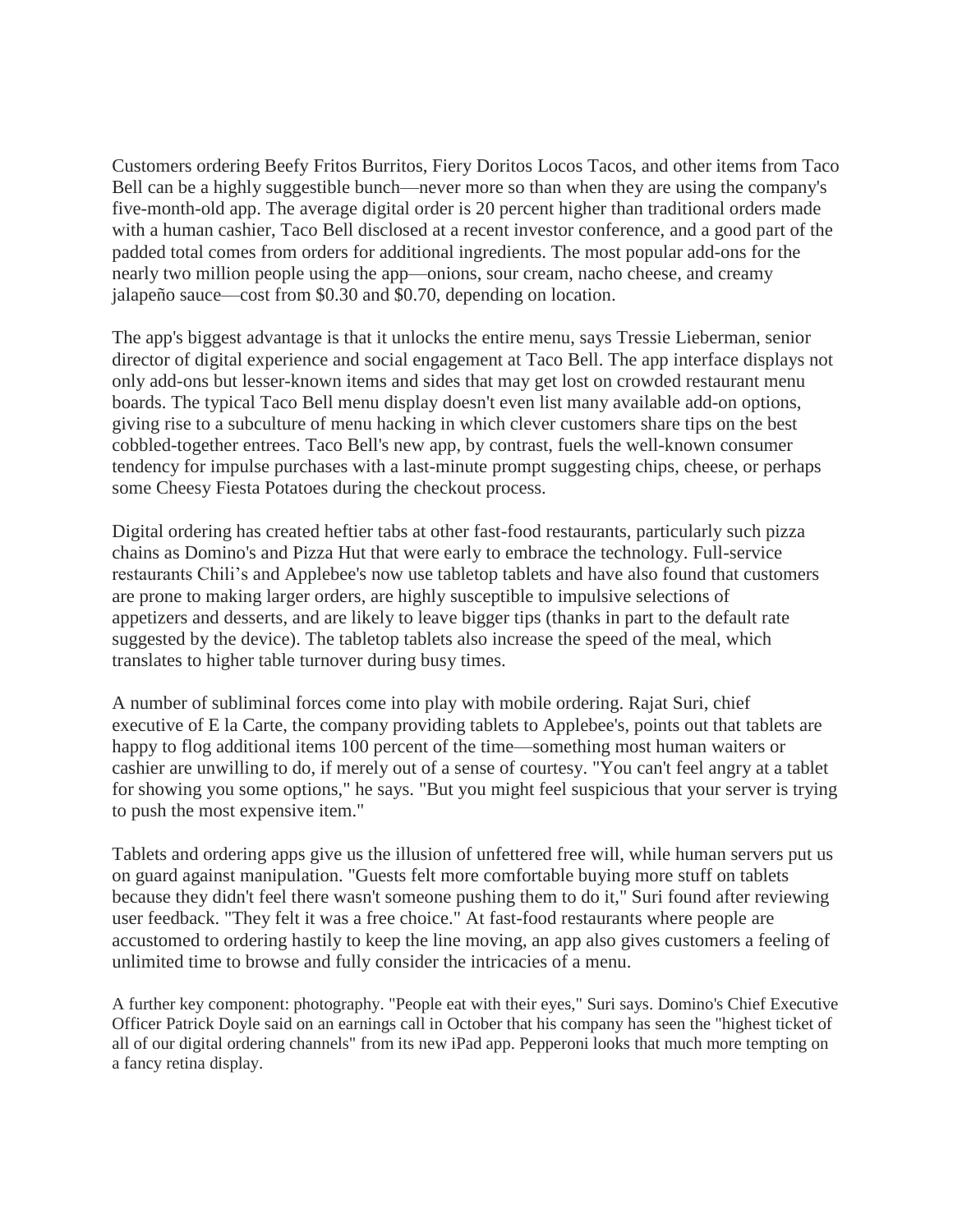Customers ordering Beefy Fritos Burritos, Fiery Doritos Locos Tacos, and other items from Taco Bell can be a highly suggestible bunch—never more so than when they are using the company's five-month-old app. The average digital order is 20 percent higher than traditional orders made with a human cashier, Taco Bell disclosed at a recent investor conference, and a good part of the padded total comes from orders for additional ingredients. The most popular add-ons for the nearly two million people using the app—onions, sour cream, nacho cheese, and creamy jalapeño sauce—cost from $0.30 and $0.70, depending on location.

The app's biggest advantage is that it unlocks the entire menu, says Tressie Lieberman, senior director of digital experience and social engagement at Taco Bell. The app interface displays not only add-ons but lesser-known items and sides that may get lost on crowded restaurant menu boards. The typical Taco Bell menu display doesn't even list many available add-on options, giving rise to a subculture of menu hacking in which clever customers share tips on the best cobbled-together entrees. Taco Bell's new app, by contrast, fuels the well-known consumer tendency for impulse purchases with a last-minute prompt suggesting chips, cheese, or perhaps some Cheesy Fiesta Potatoes during the checkout process.

Digital ordering has created heftier tabs at other fast-food restaurants, particularly such pizza chains as Domino's and Pizza Hut that were early to embrace the technology. Full-service restaurants Chili's and Applebee's now use tabletop tablets and have also found that customers are prone to making larger orders, are highly susceptible to impulsive selections of appetizers and desserts, and are likely to leave bigger tips (thanks in part to the default rate suggested by the device). The tabletop tablets also increase the speed of the meal, which translates to higher table turnover during busy times.

A number of subliminal forces come into play with mobile ordering. Rajat Suri, chief executive of E la Carte, the company providing tablets to Applebee's, points out that tablets are happy to flog additional items 100 percent of the time—something most human waiters or cashier are unwilling to do, if merely out of a sense of courtesy. "You can't feel angry at a tablet for showing you some options," he says. "But you might feel suspicious that your server is trying to push the most expensive item."

Tablets and ordering apps give us the illusion of unfettered free will, while human servers put us on guard against manipulation. "Guests felt more comfortable buying more stuff on tablets because they didn't feel there wasn't someone pushing them to do it," Suri found after reviewing user feedback. "They felt it was a free choice." At fast-food restaurants where people are accustomed to ordering hastily to keep the line moving, an app also gives customers a feeling of unlimited time to browse and fully consider the intricacies of a menu.

A further key component: photography. "People eat with their eyes," Suri says. Domino's Chief Executive Officer Patrick Doyle said on an earnings call in October that his company has seen the "highest ticket of all of our digital ordering channels" from its new iPad app. Pepperoni looks that much more tempting on a fancy retina display.